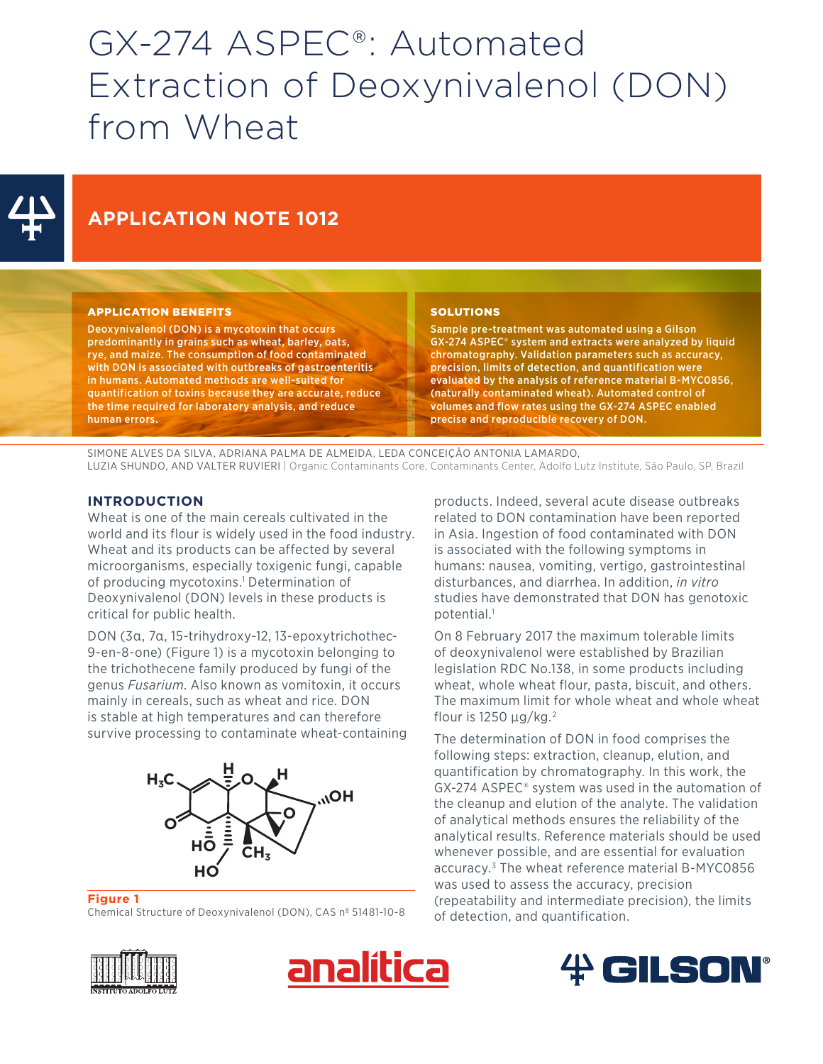# GX-274 ASPEC®: Automated Extraction of Deoxynivalenol (DON) from Wheat

## APPLICATION NOTE 1012

### APPLICATION BENEFITS

**Deoxynivalenol (DON) is a mycotoxin that occurs predominantly in grains such as wheat, barley, oats, rye, and maize. The consumption of food contaminated with DON is associated with outbreaks of gastroenteritis in humans. Automated methods are well-suited for quantification of toxins because they are accurate, reduce the time required for laboratory analysis, and reduce human errors.**

### SOLUTIONS

**Sample pre-treatment was automated using a Gilson GX-274 ASPEC® system and extracts were analyzed by liquid chromatography. Validation parameters such as accuracy, precision, limits of detection, and quantification were evaluated by the analysis of reference material B-MYC0856, (naturally contaminated wheat). Automated control of volumes and flow rates using the GX-274 ASPEC enabled precise and reproducible recovery of DON.**

SIMONE ALVES DA SILVA, ADRIANA PALMA DE ALMEIDA, LEDA CONCEIÇÃO ANTONIA LAMARDO, LUZIA SHUNDO, AND VALTER RUVIERI | Organic Contaminants Core, Contaminants Center, Adolfo Lutz Institute, São Paulo, SP, Brazil

## INTRODUCTION

Wheat is one of the main cereals cultivated in the world and its flour is widely used in the food industry. Wheat and its products can be affected by several microorganisms, especially toxigenic fungi, capable of producing mycotoxins.[1] Determination of Deoxynivalenol (DON) levels in these products is critical for public health.

DON (3α, 7α, 15-trihydroxy-12, 13-epoxytrichothec-9-en-8-one) (Figure 1) is a mycotoxin belonging to the trichothecene family produced by fungi of the genus *Fusarium*. Also known as vomitoxin, it occurs mainly in cereals, such as wheat and rice. DON is stable at high temperatures and can therefore survive processing to contaminate wheat-containing products. Indeed, several acute disease outbreaks related to DON contamination have been reported in Asia. Ingestion of food contaminated with DON is associated with the following symptoms in humans: nausea, vomiting, vertigo, gastrointestinal disturbances, and diarrhea. In addition, *in vitro* studies have demonstrated that DON has genotoxic potential.[1]

**Figure 1**
Chemical Structure of Deoxynivalenol (DON), CAS nº 51481-10-8

On 8 February 2017 the maximum tolerable limits of deoxynivalenol were established by Brazilian legislation RDC No.138, in some products including wheat, whole wheat flour, pasta, biscuit, and others. The maximum limit for whole wheat and whole wheat flour is 1250 µg/kg.[2]

The determination of DON in food comprises the following steps: extraction, cleanup, elution, and quantification by chromatography. In this work, the GX-274 ASPEC® system was used in the automation of the cleanup and elution of the analyte. The validation of analytical methods ensures the reliability of the analytical results. Reference materials should be used whenever possible, and are essential for evaluation accuracy.[3] The wheat reference material B-MYC0856 was used to assess the accuracy, precision (repeatability and intermediate precision), the limits of detection, and quantification.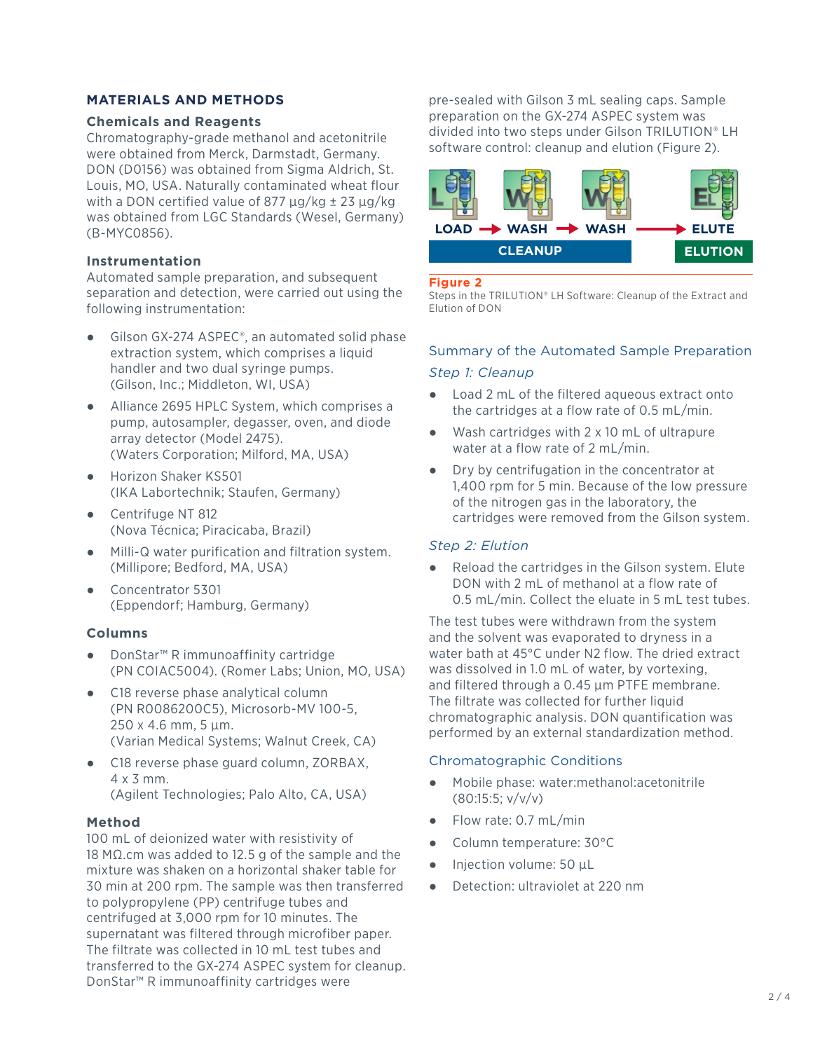## MATERIALS AND METHODS

### Chemicals and Reagents

Chromatography-grade methanol and acetonitrile were obtained from Merck, Darmstadt, Germany. DON (D0156) was obtained from Sigma Aldrich, St. Louis, MO, USA. Naturally contaminated wheat flour with a DON certified value of 877 µg/kg ± 23 µg/kg was obtained from LGC Standards (Wesel, Germany) (B-MYC0856).

### Instrumentation

Automated sample preparation, and subsequent separation and detection, were carried out using the following instrumentation:

- Gilson GX-274 ASPEC®, an automated solid phase extraction system, which comprises a liquid handler and two dual syringe pumps. (Gilson, Inc.; Middleton, WI, USA)
- Alliance 2695 HPLC System, which comprises a pump, autosampler, degasser, oven, and diode array detector (Model 2475). (Waters Corporation; Milford, MA, USA)
- Horizon Shaker KS501 (IKA Labortechnik; Staufen, Germany)
- Centrifuge NT 812 (Nova Técnica; Piracicaba, Brazil)
- Milli-Q water purification and filtration system. (Millipore; Bedford, MA, USA)
- Concentrator 5301 (Eppendorf; Hamburg, Germany)

### Columns

- DonStar™ R immunoaffinity cartridge (PN COIAC5004). (Romer Labs; Union, MO, USA)
- C18 reverse phase analytical column (PN R0086200C5), Microsorb-MV 100-5, 250 x 4.6 mm, 5 µm. (Varian Medical Systems; Walnut Creek, CA)
- C18 reverse phase guard column, ZORBAX, 4 x 3 mm. (Agilent Technologies; Palo Alto, CA, USA)

### Method

100 mL of deionized water with resistivity of 18 MΩ.cm was added to 12.5 g of the sample and the mixture was shaken on a horizontal shaker table for 30 min at 200 rpm. The sample was then transferred to polypropylene (PP) centrifuge tubes and centrifuged at 3,000 rpm for 10 minutes. The supernatant was filtered through microfiber paper. The filtrate was collected in 10 mL test tubes and transferred to the GX-274 ASPEC system for cleanup. DonStar™ R immunoaffinity cartridges were pre-sealed with Gilson 3 mL sealing caps. Sample preparation on the GX-274 ASPEC system was divided into two steps under Gilson TRILUTION® LH software control: cleanup and elution (Figure 2).

LOAD → WASH → WASH → ELUTE

CLEANUP | ELUTION

**Figure 2**
Steps in the TRILUTION® LH Software: Cleanup of the Extract and Elution of DON

### Summary of the Automated Sample Preparation

#### *Step 1: Cleanup*

- Load 2 mL of the filtered aqueous extract onto the cartridges at a flow rate of 0.5 mL/min.
- Wash cartridges with 2 x 10 mL of ultrapure water at a flow rate of 2 mL/min.
- Dry by centrifugation in the concentrator at 1,400 rpm for 5 min. Because of the low pressure of the nitrogen gas in the laboratory, the cartridges were removed from the Gilson system.

#### *Step 2: Elution*

- Reload the cartridges in the Gilson system. Elute DON with 2 mL of methanol at a flow rate of 0.5 mL/min. Collect the eluate in 5 mL test tubes.

The test tubes were withdrawn from the system and the solvent was evaporated to dryness in a water bath at 45°C under N2 flow. The dried extract was dissolved in 1.0 mL of water, by vortexing, and filtered through a 0.45 µm PTFE membrane. The filtrate was collected for further liquid chromatographic analysis. DON quantification was performed by an external standardization method.

### Chromatographic Conditions

- Mobile phase: water:methanol:acetonitrile (80:15:5; v/v/v)
- Flow rate: 0.7 mL/min
- Column temperature: 30°C
- Injection volume: 50 µL
- Detection: ultraviolet at 220 nm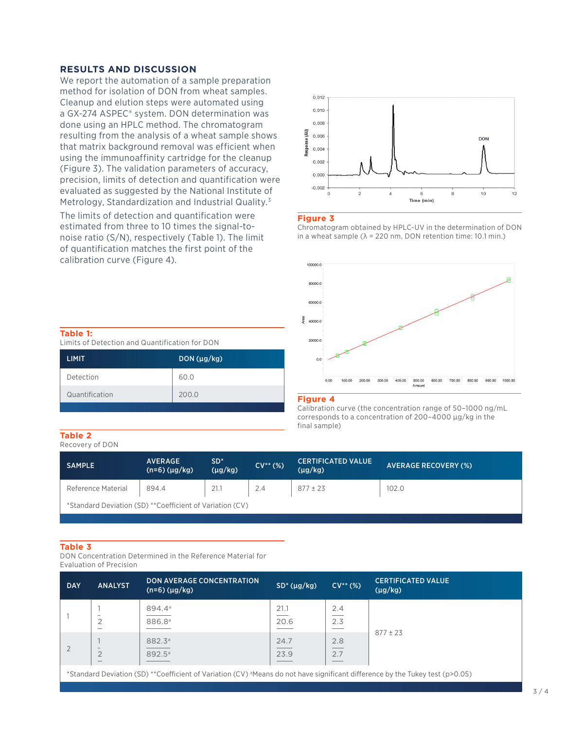## RESULTS AND DISCUSSION

We report the automation of a sample preparation method for isolation of DON from wheat samples. Cleanup and elution steps were automated using a GX-274 ASPEC® system. DON determination was done using an HPLC method. The chromatogram resulting from the analysis of a wheat sample shows that matrix background removal was efficient when using the immunoaffinity cartridge for the cleanup (Figure 3). The validation parameters of accuracy, precision, limits of detection and quantification were evaluated as suggested by the National Institute of Metrology, Standardization and Industrial Quality.[3]

The limits of detection and quantification were estimated from three to 10 times the signal-to-noise ratio (S/N), respectively (Table 1). The limit of quantification matches the first point of the calibration curve (Figure 4).

**Figure 3**
Chromatogram obtained by HPLC-UV in the determination of DON in a wheat sample (λ = 220 nm, DON retention time: 10.1 min.)

**Figure 4**
Calibration curve (the concentration range of 50–1000 ng/mL corresponds to a concentration of 200–4000 µg/kg in the final sample)

**Table 1:**
Limits of Detection and Quantification for DON

| LIMIT | DON (µg/kg) |
|---|---|
| Detection | 60.0 |
| Quantification | 200.0 |

**Table 2**
Recovery of DON

| SAMPLE | AVERAGE (n=6) (µg/kg) | SD* (µg/kg) | CV** (%) | CERTIFICATED VALUE (µg/kg) | AVERAGE RECOVERY (%) |
|---|---|---|---|---|---|
| Reference Material | 894.4 | 21.1 | 2.4 | 877 ± 23 | 102.0 |

*Standard Deviation (SD) **Coefficient of Variation (CV)

**Table 3**
DON Concentration Determined in the Reference Material for Evaluation of Precision

| DAY | ANALYST | DON AVERAGE CONCENTRATION (n=6) (µg/kg) | SD* (µg/kg) | CV** (%) | CERTIFICATED VALUE (µg/kg) |
|---|---|---|---|---|---|
| 1 | 1 | 894.4[a] | 21.1 | 2.4 | 877 ± 23 |
| | 2 | 886.8[a] | 20.6 | 2.3 | |
| 2 | 1 | 882.3[a] | 24.7 | 2.8 | |
| | 2 | 892.5[a] | 23.9 | 2.7 | |

*Standard Deviation (SD) **Coefficient of Variation (CV) [a]Means do not have significant difference by the Tukey test ($p>0.05$)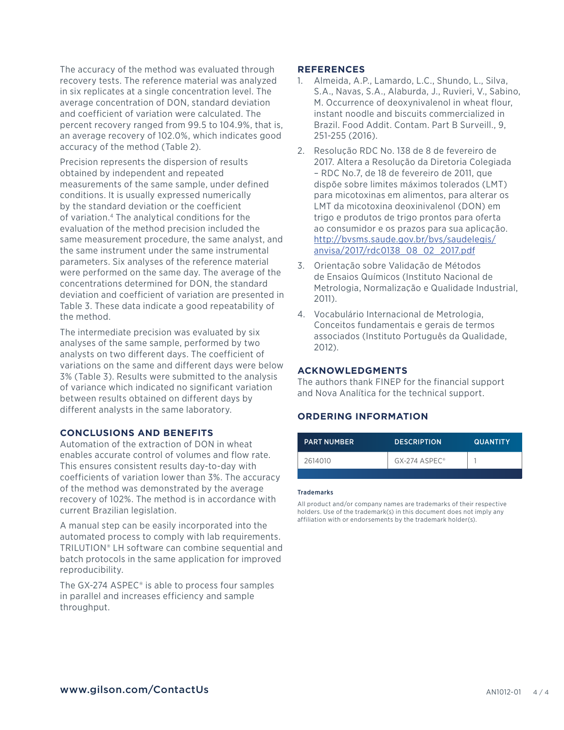The accuracy of the method was evaluated through recovery tests. The reference material was analyzed in six replicates at a single concentration level. The average concentration of DON, standard deviation and coefficient of variation were calculated. The percent recovery ranged from 99.5 to 104.9%, that is, an average recovery of 102.0%, which indicates good accuracy of the method (Table 2).

Precision represents the dispersion of results obtained by independent and repeated measurements of the same sample, under defined conditions. It is usually expressed numerically by the standard deviation or the coefficient of variation.[4] The analytical conditions for the evaluation of the method precision included the same measurement procedure, the same analyst, and the same instrument under the same instrumental parameters. Six analyses of the reference material were performed on the same day. The average of the concentrations determined for DON, the standard deviation and coefficient of variation are presented in Table 3. These data indicate a good repeatability of the method.

The intermediate precision was evaluated by six analyses of the same sample, performed by two analysts on two different days. The coefficient of variations on the same and different days were below 3% (Table 3). Results were submitted to the analysis of variance which indicated no significant variation between results obtained on different days by different analysts in the same laboratory.

## CONCLUSIONS AND BENEFITS

Automation of the extraction of DON in wheat enables accurate control of volumes and flow rate. This ensures consistent results day-to-day with coefficients of variation lower than 3%. The accuracy of the method was demonstrated by the average recovery of 102%. The method is in accordance with current Brazilian legislation.

A manual step can be easily incorporated into the automated process to comply with lab requirements. TRILUTION® LH software can combine sequential and batch protocols in the same application for improved reproducibility.

The GX-274 ASPEC® is able to process four samples in parallel and increases efficiency and sample throughput.

## REFERENCES

1. Almeida, A.P., Lamardo, L.C., Shundo, L., Silva, S.A., Navas, S.A., Alaburda, J., Ruvieri, V., Sabino, M. Occurrence of deoxynivalenol in wheat flour, instant noodle and biscuits commercialized in Brazil. Food Addit. Contam. Part B Surveill., 9, 251-255 (2016).
2. Resolução RDC No. 138 de 8 de fevereiro de 2017. Altera a Resolução da Diretoria Colegiada – RDC No.7, de 18 de fevereiro de 2011, que dispõe sobre limites máximos tolerados (LMT) para micotoxinas em alimentos, para alterar os LMT da micotoxina deoxinivalenol (DON) em trigo e produtos de trigo prontos para oferta ao consumidor e os prazos para sua aplicação. http://bvsms.saude.gov.br/bvs/saudelegis/anvisa/2017/rdc0138_08_02_2017.pdf
3. Orientação sobre Validação de Métodos de Ensaios Químicos (Instituto Nacional de Metrologia, Normalização e Qualidade Industrial, 2011).
4. Vocabulário Internacional de Metrologia, Conceitos fundamentais e gerais de termos associados (Instituto Português da Qualidade, 2012).

## ACKNOWLEDGMENTS

The authors thank FINEP for the financial support and Nova Analítica for the technical support.

## ORDERING INFORMATION

| PART NUMBER | DESCRIPTION | QUANTITY |
|---|---|---|
| 2614010 | GX-274 ASPEC® | 1 |

**Trademarks**

All product and/or company names are trademarks of their respective holders. Use of the trademark(s) in this document does not imply any affiliation with or endorsements by the trademark holder(s).

www.gilson.com/ContactUs

AN1012-01